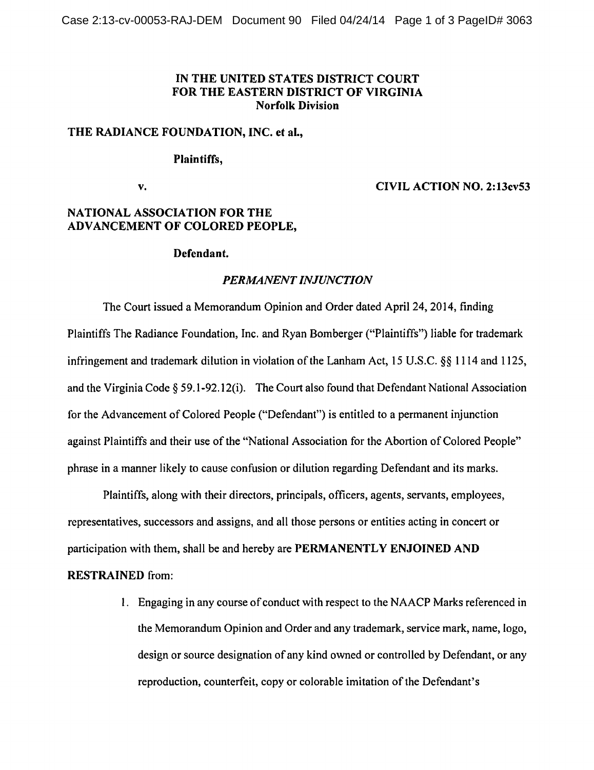**IN THE UNITED STATES DISTRICT COURT**
**FOR THE EASTERN DISTRICT OF VIRGINIA**
**Norfolk Division**

**THE RADIANCE FOUNDATION, INC. et al.,**

**Plaintiffs,**

**v.** **CIVIL ACTION NO. 2:13cv53**

**NATIONAL ASSOCIATION FOR THE ADVANCEMENT OF COLORED PEOPLE,**

**Defendant.**

***PERMANENT INJUNCTION***

The Court issued a Memorandum Opinion and Order dated April 24, 2014, finding Plaintiffs The Radiance Foundation, Inc. and Ryan Bomberger ("Plaintiffs") liable for trademark infringement and trademark dilution in violation of the Lanham Act, 15 U.S.C. §§ 1114 and 1125, and the Virginia Code § 59.1-92.12(i). The Court also found that Defendant National Association for the Advancement of Colored People ("Defendant") is entitled to a permanent injunction against Plaintiffs and their use of the "National Association for the Abortion of Colored People" phrase in a manner likely to cause confusion or dilution regarding Defendant and its marks.

Plaintiffs, along with their directors, principals, officers, agents, servants, employees, representatives, successors and assigns, and all those persons or entities acting in concert or participation with them, shall be and hereby are **PERMANENTLY ENJOINED AND RESTRAINED** from:

1. Engaging in any course of conduct with respect to the NAACP Marks referenced in the Memorandum Opinion and Order and any trademark, service mark, name, logo, design or source designation of any kind owned or controlled by Defendant, or any reproduction, counterfeit, copy or colorable imitation of the Defendant's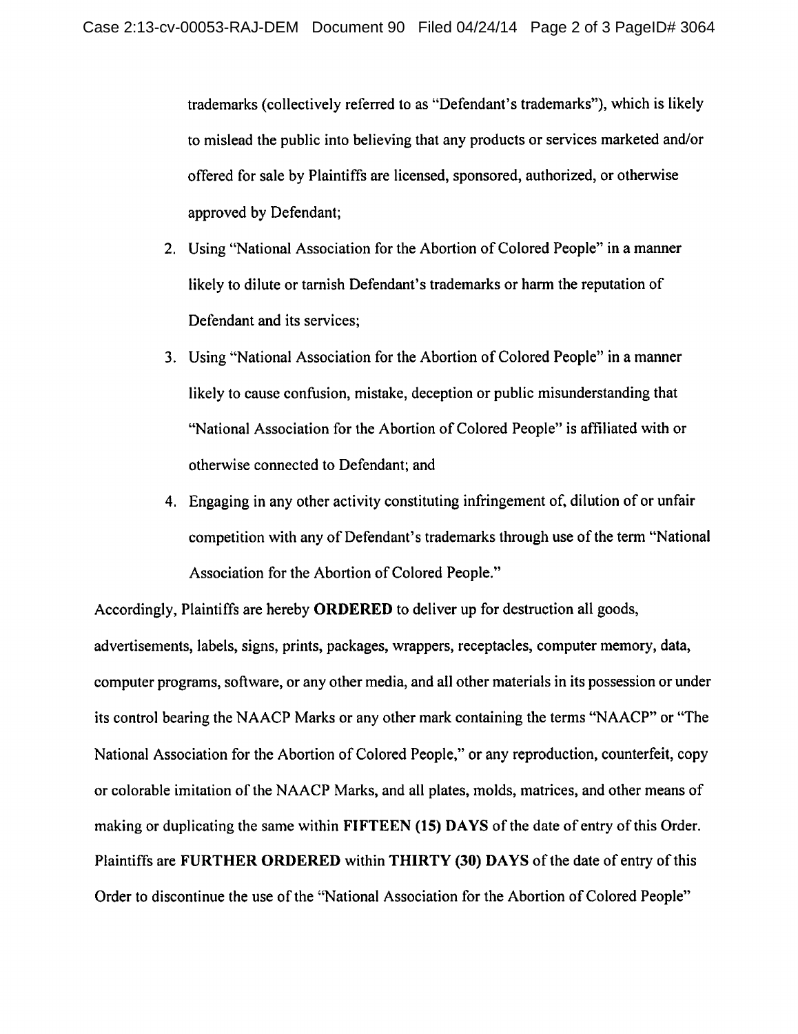trademarks (collectively referred to as "Defendant's trademarks"), which is likely to mislead the public into believing that any products or services marketed and/or offered for sale by Plaintiffs are licensed, sponsored, authorized, or otherwise approved by Defendant;

2. Using "National Association for the Abortion of Colored People" in a manner likely to dilute or tarnish Defendant's trademarks or harm the reputation of Defendant and its services;
3. Using "National Association for the Abortion of Colored People" in a manner likely to cause confusion, mistake, deception or public misunderstanding that "National Association for the Abortion of Colored People" is affiliated with or otherwise connected to Defendant; and
4. Engaging in any other activity constituting infringement of, dilution of or unfair competition with any of Defendant's trademarks through use of the term "National Association for the Abortion of Colored People."

Accordingly, Plaintiffs are hereby **ORDERED** to deliver up for destruction all goods, advertisements, labels, signs, prints, packages, wrappers, receptacles, computer memory, data, computer programs, software, or any other media, and all other materials in its possession or under its control bearing the NAACP Marks or any other mark containing the terms "NAACP" or "The National Association for the Abortion of Colored People," or any reproduction, counterfeit, copy or colorable imitation of the NAACP Marks, and all plates, molds, matrices, and other means of making or duplicating the same within **FIFTEEN (15) DAYS** of the date of entry of this Order. Plaintiffs are **FURTHER ORDERED** within **THIRTY (30) DAYS** of the date of entry of this Order to discontinue the use of the "National Association for the Abortion of Colored People"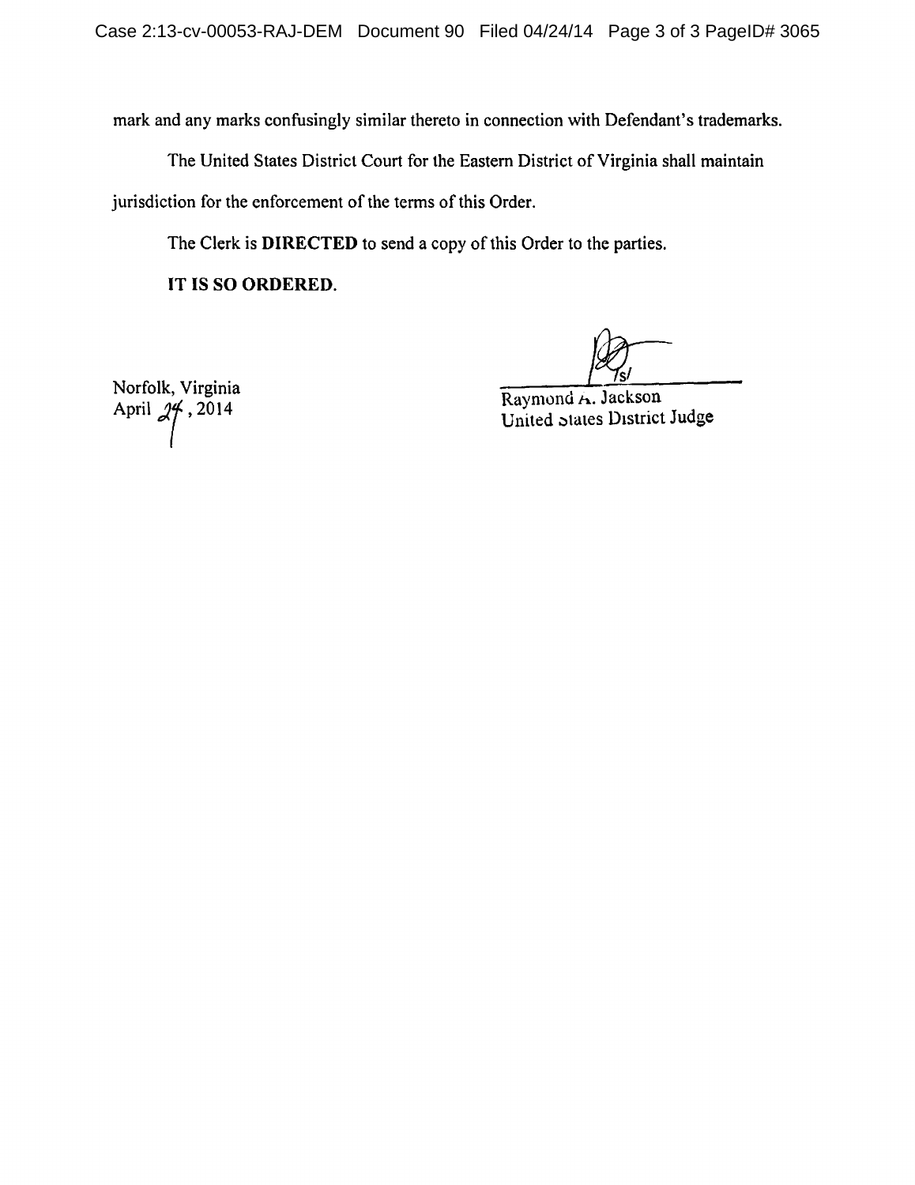mark and any marks confusingly similar thereto in connection with Defendant's trademarks.

The United States District Court for the Eastern District of Virginia shall maintain jurisdiction for the enforcement of the terms of this Order.

The Clerk is **DIRECTED** to send a copy of this Order to the parties.

**IT IS SO ORDERED.**

/s/
Raymond A. Jackson
United States District Judge

Norfolk, Virginia
April 24, 2014